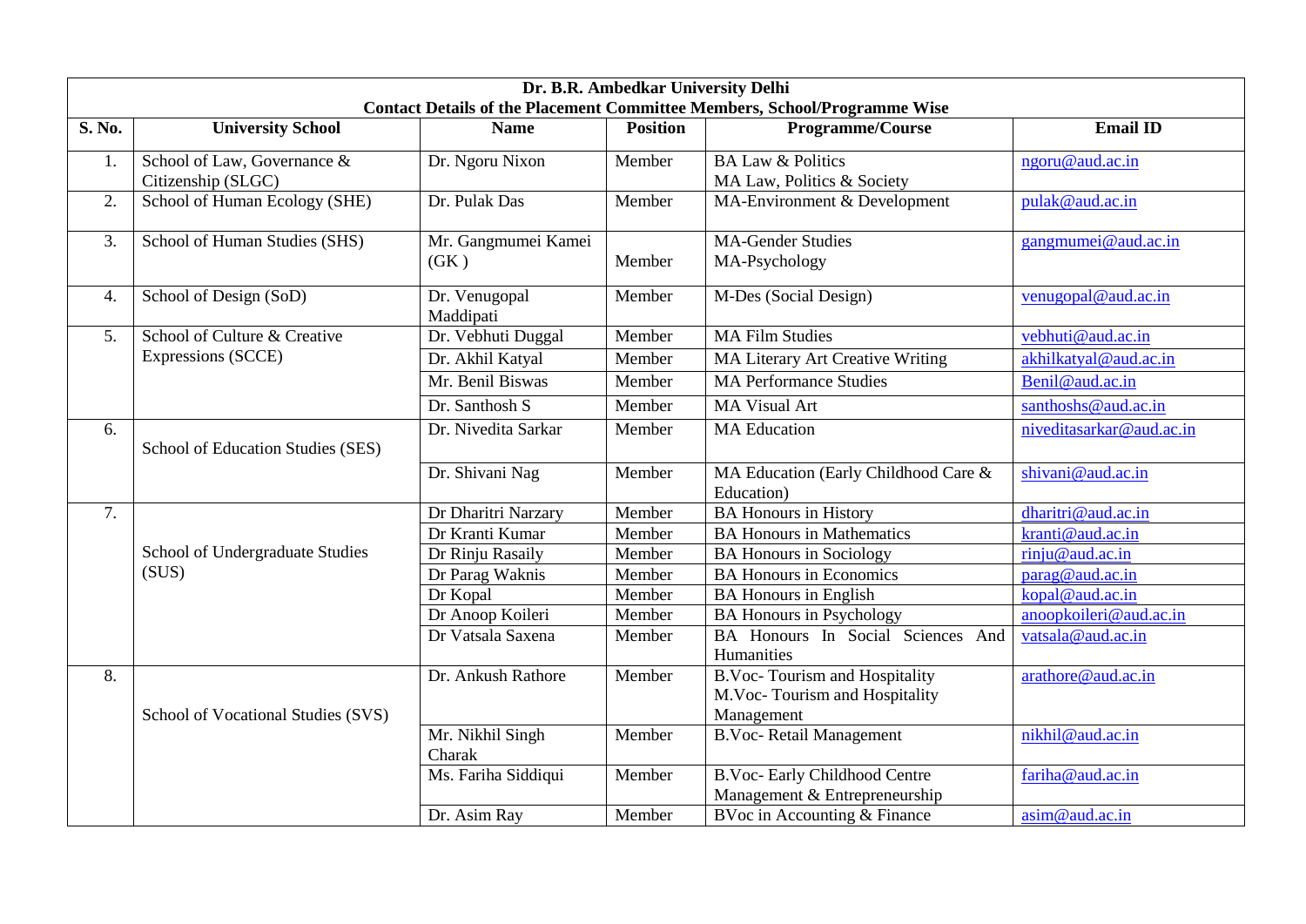| Dr. B.R. Ambedkar University Delhi<br>Contact Details of the Placement Committee Members, School/Programme Wise | | | | | |
|---|---|---|---|---|---|
| **S. No.** | **University School** | **Name** | **Position** | **Programme/Course** | **Email ID** |
| 1. | School of Law, Governance & Citizenship (SLGC) | Dr. Ngoru Nixon | Member | BA Law & Politics<br>MA Law, Politics & Society | ngoru@aud.ac.in |
| 2. | School of Human Ecology (SHE) | Dr. Pulak Das | Member | MA-Environment & Development | pulak@aud.ac.in |
| 3. | School of Human Studies (SHS) | Mr. Gangmumei Kamei (GK ) | Member | MA-Gender Studies<br>MA-Psychology | gangmumei@aud.ac.in |
| 4. | School of Design (SoD) | Dr. Venugopal Maddipati | Member | M-Des (Social Design) | venugopal@aud.ac.in |
| 5. | School of Culture & Creative Expressions (SCCE) | Dr. Vebhuti Duggal | Member | MA Film Studies | vebhuti@aud.ac.in |
| | | Dr. Akhil Katyal | Member | MA Literary Art Creative Writing | akhilkatyal@aud.ac.in |
| | | Mr. Benil Biswas | Member | MA Performance Studies | Benil@aud.ac.in |
| | | Dr. Santhosh S | Member | MA Visual Art | santhoshs@aud.ac.in |
| 6. | School of Education Studies (SES) | Dr. Nivedita Sarkar | Member | MA Education | niveditasarkar@aud.ac.in |
| | | Dr. Shivani Nag | Member | MA Education (Early Childhood Care & Education) | shivani@aud.ac.in |
| 7. | School of Undergraduate Studies (SUS) | Dr Dharitri Narzary | Member | BA Honours in History | dharitri@aud.ac.in |
| | | Dr Kranti Kumar | Member | BA Honours in Mathematics | kranti@aud.ac.in |
| | | Dr Rinju Rasaily | Member | BA Honours in Sociology | rinju@aud.ac.in |
| | | Dr Parag Waknis | Member | BA Honours in Economics | parag@aud.ac.in |
| | | Dr Kopal | Member | BA Honours in English | kopal@aud.ac.in |
| | | Dr Anoop Koileri | Member | BA Honours in Psychology | anoopkoileri@aud.ac.in |
| | | Dr Vatsala Saxena | Member | BA Honours In Social Sciences And Humanities | vatsala@aud.ac.in |
| 8. | School of Vocational Studies (SVS) | Dr. Ankush Rathore | Member | B.Voc- Tourism and Hospitality<br>M.Voc- Tourism and Hospitality Management | arathore@aud.ac.in |
| | | Mr. Nikhil Singh Charak | Member | B.Voc- Retail Management | nikhil@aud.ac.in |
| | | Ms. Fariha Siddiqui | Member | B.Voc- Early Childhood Centre Management & Entrepreneurship | fariha@aud.ac.in |
| | | Dr. Asim Ray | Member | BVoc in Accounting & Finance | asim@aud.ac.in |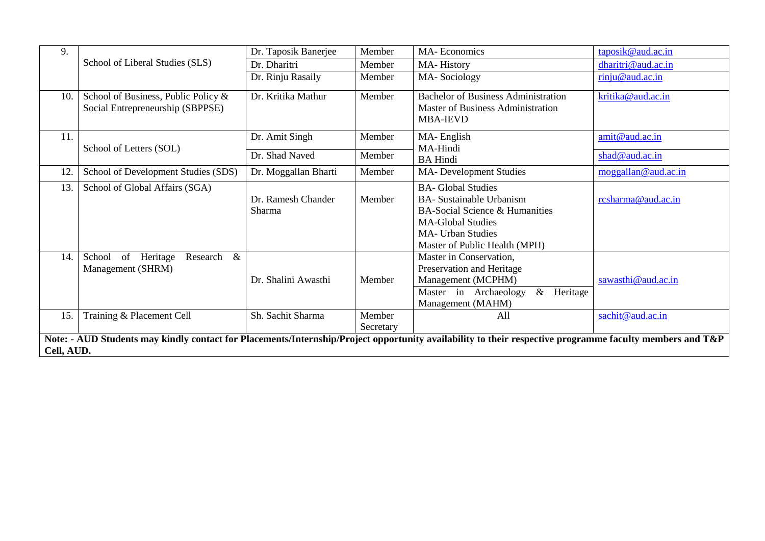| | | | | | |
|---|---|---|---|---|---|
| 9. | School of Liberal Studies (SLS) | Dr. Taposik Banerjee | Member | MA- Economics | taposik@aud.ac.in |
| | | Dr. Dharitri | Member | MA- History | dharitri@aud.ac.in |
| | | Dr. Rinju Rasaily | Member | MA- Sociology | rinju@aud.ac.in |
| 10. | School of Business, Public Policy & Social Entrepreneurship (SBPPSE) | Dr. Kritika Mathur | Member | Bachelor of Business Administration<br>Master of Business Administration<br>MBA-IEVD | kritika@aud.ac.in |
| 11. | School of Letters (SOL) | Dr. Amit Singh | Member | MA- English<br>MA-Hindi<br>BA Hindi | amit@aud.ac.in |
| | | Dr. Shad Naved | Member | | shad@aud.ac.in |
| 12. | School of Development Studies (SDS) | Dr. Moggallan Bharti | Member | MA- Development Studies | moggallan@aud.ac.in |
| 13. | School of Global Affairs (SGA) | Dr. Ramesh Chander Sharma | Member | BA- Global Studies<br>BA- Sustainable Urbanism<br>BA-Social Science & Humanities<br>MA-Global Studies<br>MA- Urban Studies<br>Master of Public Health (MPH) | rcsharma@aud.ac.in |
| 14. | School of Heritage Research & Management (SHRM) | Dr. Shalini Awasthi | Member | Master in Conservation, Preservation and Heritage Management (MCPHM)<br>Master in Archaeology & Heritage Management (MAHM) | sawasthi@aud.ac.in |
| 15. | Training & Placement Cell | Sh. Sachit Sharma | Member Secretary | All | sachit@aud.ac.in |

**Note: - AUD Students may kindly contact for Placements/Internship/Project opportunity availability to their respective programme faculty members and T&P Cell, AUD.**